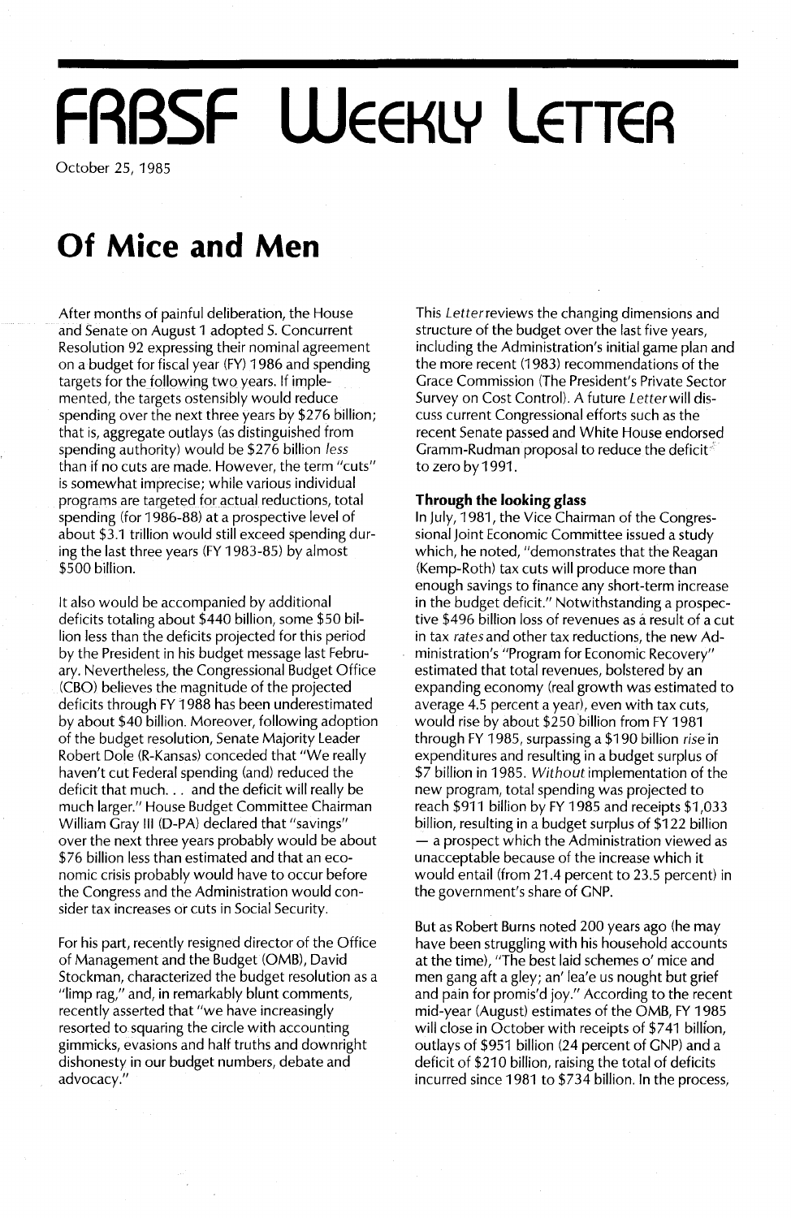# FRBSF WEEKLY LETTER

October 25, 1985

## Of Mice and Men

After months of painful deliberation, the House and Senate on August 1 adopted S. Concurrent Resolution 92 expressing their nominal agreement on a budget for fiscal year (FY) 1986 and spending targets for the following two years. If implemented, the targets ostensibly would reduce spending over the next three years by $276 billion; that is, aggregate outlays (as distinguished from spending authority) would be $276 billion *less* than if no cuts are made. However, the term "cuts" is somewhat imprecise; while various individual programs are targeted for actual reductions, total spending (for 1986-88) at a prospective level of about $3.1 trillion would still exceed spending during the last three years (FY 1983-85) by almost $500 billion.

It also would be accompanied by additional deficits totaling about $440 billion, some $50 billion less than the deficits projected for this period by the President in his budget message last February. Nevertheless, the Congressional Budget Office (CBO) believes the magnitude of the projected deficits through FY 1988 has been underestimated by about $40 billion. Moreover, following adoption of the budget resolution, Senate Majority Leader Robert Dole (R-Kansas) conceded that "We really haven't cut Federal spending (and) reduced the deficit that much... and the deficit will really be much larger." House Budget Committee Chairman William Gray III (D-PA) declared that "savings" over the next three years probably would be about $76 billion less than estimated and that an economic crisis probably would have to occur before the Congress and the Administration would consider tax increases or cuts in Social Security.

For his part, recently resigned director of the Office of Management and the Budget (OMB), David Stockman, characterized the budget resolution as a "limp rag," and, in remarkably blunt comments, recently asserted that "we have increasingly resorted to squaring the circle with accounting gimmicks, evasions and half truths and downright dishonesty in our budget numbers, debate and advocacy."

This *Letter* reviews the changing dimensions and structure of the budget over the last five years, including the Administration's initial game plan and the more recent (1983) recommendations of the Grace Commission (The President's Private Sector Survey on Cost Control). A future *Letter* will discuss current Congressional efforts such as the recent Senate passed and White House endorsed Gramm-Rudman proposal to reduce the deficit to zero by 1991.

### Through the looking glass

In July, 1981, the Vice Chairman of the Congressional Joint Economic Committee issued a study which, he noted, "demonstrates that the Reagan (Kemp-Roth) tax cuts will produce more than enough savings to finance any short-term increase in the budget deficit." Notwithstanding a prospective $496 billion loss of revenues as a result of a cut in tax *rates* and other tax reductions, the new Administration's "Program for Economic Recovery" estimated that total revenues, bolstered by an expanding economy (real growth was estimated to average 4.5 percent a year), even with tax cuts, would rise by about $250 billion from FY 1981 through FY 1985, surpassing a $190 billion *rise* in expenditures and resulting in a budget surplus of $7 billion in 1985. *Without* implementation of the new program, total spending was projected to reach $911 billion by FY 1985 and receipts $1,033 billion, resulting in a budget surplus of $122 billion — a prospect which the Administration viewed as unacceptable because of the increase which it would entail (from 21.4 percent to 23.5 percent) in the government's share of GNP.

But as Robert Burns noted 200 years ago (he may have been struggling with his household accounts at the time), "The best laid schemes o' mice and men gang aft a gley; an' lea'e us nought but grief and pain for promis'd joy." According to the recent mid-year (August) estimates of the OMB, FY 1985 will close in October with receipts of $741 billion, outlays of $951 billion (24 percent of GNP) and a deficit of $210 billion, raising the total of deficits incurred since 1981 to $734 billion. In the process,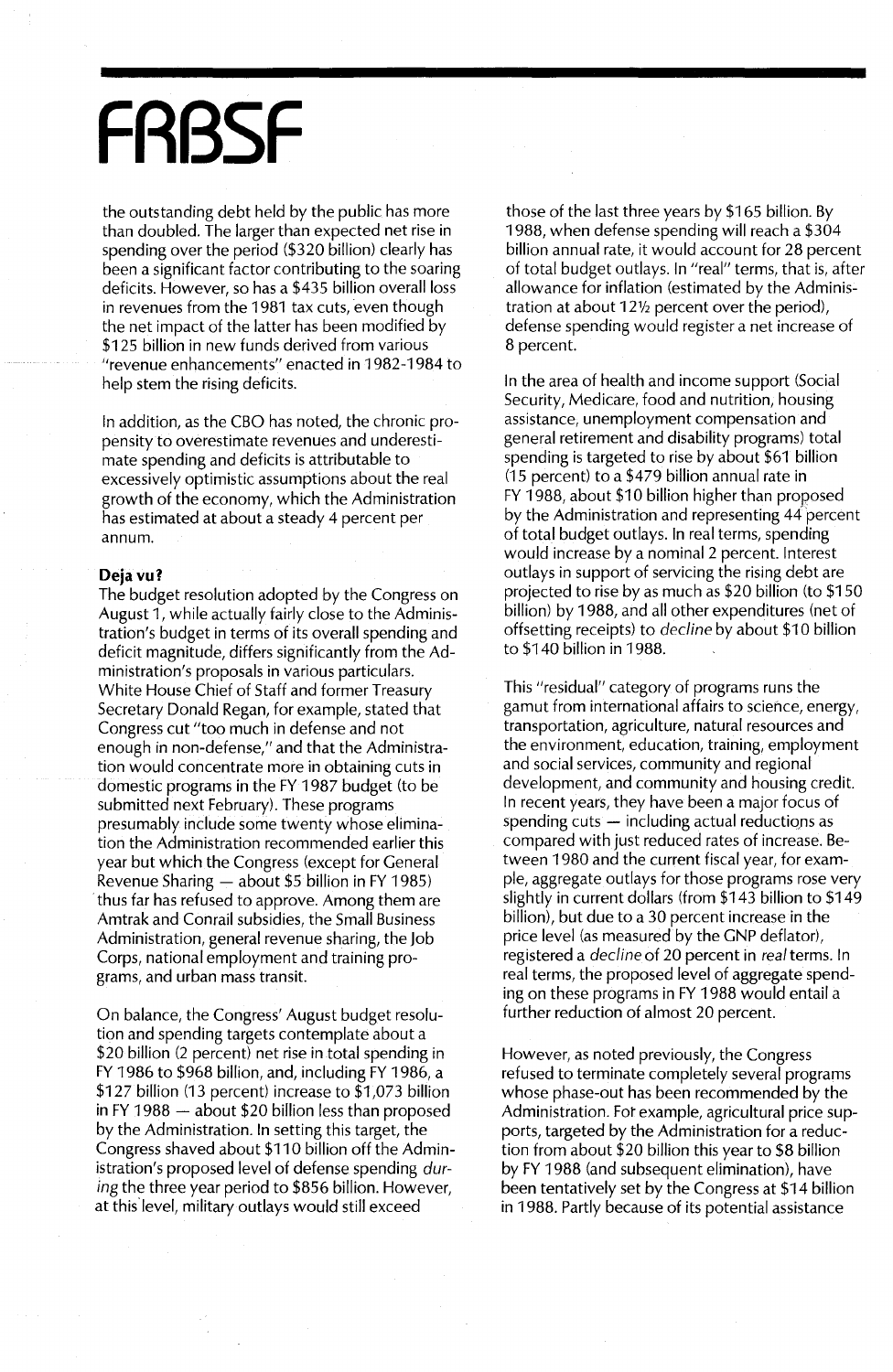the outstanding debt held by the public has more than doubled. The larger than expected net rise in spending over the period ($320 billion) clearly has been a significant factor contributing to the soaring deficits. However, so has a $435 billion overall loss in revenues from the 1981 tax cuts, even though the net impact of the latter has been modified by $125 billion in new funds derived from various "revenue enhancements" enacted in 1982-1984 to help stem the rising deficits.

In addition, as the CBO has noted, the chronic propensity to overestimate revenues and underestimate spending and deficits is attributable to excessively optimistic assumptions about the real growth of the economy, which the Administration has estimated at about a steady 4 percent per annum.

**Deja vu?**

The budget resolution adopted by the Congress on August 1, while actually fairly close to the Administration's budget in terms of its overall spending and deficit magnitude, differs significantly from the Administration's proposals in various particulars. White House Chief of Staff and former Treasury Secretary Donald Regan, for example, stated that Congress cut "too much in defense and not enough in non-defense," and that the Administration would concentrate more in obtaining cuts in domestic programs in the FY 1987 budget (to be submitted next February). These programs presumably include some twenty whose elimination the Administration recommended earlier this year but which the Congress (except for General Revenue Sharing — about $5 billion in FY 1985) thus far has refused to approve. Among them are Amtrak and Conrail subsidies, the Small Business Administration, general revenue sharing, the Job Corps, national employment and training programs, and urban mass transit.

On balance, the Congress' August budget resolution and spending targets contemplate about a $20 billion (2 percent) net rise in total spending in FY 1986 to $968 billion, and, including FY 1986, a $127 billion (13 percent) increase to $1,073 billion in FY 1988 — about $20 billion less than proposed by the Administration. In setting this target, the Congress shaved about $110 billion off the Administration's proposed level of defense spending *during* the three year period to $856 billion. However, at this level, military outlays would still exceed those of the last three years by $165 billion. By 1988, when defense spending will reach a $304 billion annual rate, it would account for 28 percent of total budget outlays. In "real" terms, that is, after allowance for inflation (estimated by the Administration at about 12½ percent over the period), defense spending would register a net increase of 8 percent.

In the area of health and income support (Social Security, Medicare, food and nutrition, housing assistance, unemployment compensation and general retirement and disability programs) total spending is targeted to rise by about $61 billion (15 percent) to a $479 billion annual rate in FY 1988, about $10 billion higher than proposed by the Administration and representing 44 percent of total budget outlays. In real terms, spending would increase by a nominal 2 percent. Interest outlays in support of servicing the rising debt are projected to rise by as much as $20 billion (to $150 billion) by 1988, and all other expenditures (net of offsetting receipts) to *decline* by about $10 billion to $140 billion in 1988.

This "residual" category of programs runs the gamut from international affairs to science, energy, transportation, agriculture, natural resources and the environment, education, training, employment and social services, community and regional development, and community and housing credit. In recent years, they have been a major focus of spending cuts — including actual reductions as compared with just reduced rates of increase. Between 1980 and the current fiscal year, for example, aggregate outlays for those programs rose very slightly in current dollars (from $143 billion to $149 billion), but due to a 30 percent increase in the price level (as measured by the GNP deflator), registered a *decline* of 20 percent in *real* terms. In real terms, the proposed level of aggregate spending on these programs in FY 1988 would entail a further reduction of almost 20 percent.

However, as noted previously, the Congress refused to terminate completely several programs whose phase-out has been recommended by the Administration. For example, agricultural price supports, targeted by the Administration for a reduction from about $20 billion this year to $8 billion by FY 1988 (and subsequent elimination), have been tentatively set by the Congress at $14 billion in 1988. Partly because of its potential assistance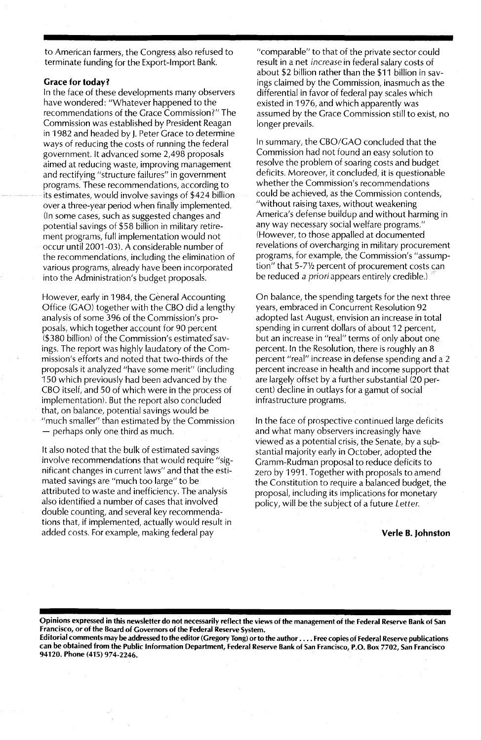to American farmers, the Congress also refused to terminate funding for the Export-Import Bank.

**Grace for today?**

In the face of these developments many observers have wondered: "Whatever happened to the recommendations of the Grace Commission?" The Commission was established by President Reagan in 1982 and headed by J. Peter Grace to determine ways of reducing the costs of running the federal government. It advanced some 2,498 proposals aimed at reducing waste, improving management and rectifying "structure failures" in government programs. These recommendations, according to its estimates, would involve savings of $424 billion over a three-year period when finally implemented. (In some cases, such as suggested changes and potential savings of $58 billion in military retirement programs, full implementation would not occur until 2001-03). A considerable number of the recommendations, including the elimination of various programs, already have been incorporated into the Administration's budget proposals.

However, early in 1984, the General Accounting Office (GAO) together with the CBO did a lengthy analysis of some 396 of the Commission's proposals, which together account for 90 percent ($380 billion) of the Commission's estimated savings. The report was highly laudatory of the Commission's efforts and noted that two-thirds of the proposals it analyzed "have some merit" (including 150 which previously had been advanced by the CBO itself, and 50 of which were in the process of implementation). But the report also concluded that, on balance, potential savings would be "much smaller" than estimated by the Commission — perhaps only one third as much.

It also noted that the bulk of estimated savings involve recommendations that would require "significant changes in current laws" and that the estimated savings are "much too large" to be attributed to waste and inefficiency. The analysis also identified a number of cases that involved double counting, and several key recommendations that, if implemented, actually would result in added costs. For example, making federal pay "comparable" to that of the private sector could result in a net *increase* in federal salary costs of about $2 billion rather than the $11 billion in savings claimed by the Commission, inasmuch as the differential in favor of federal pay scales which existed in 1976, and which apparently was assumed by the Grace Commission still to exist, no longer prevails.

In summary, the CBO/GAO concluded that the Commission had not found an easy solution to resolve the problem of soaring costs and budget deficits. Moreover, it concluded, it is questionable whether the Commission's recommendations could be achieved, as the Commission contends, "without raising taxes, without weakening America's defense buildup and without harming in any way necessary social welfare programs." (However, to those appalled at documented revelations of overcharging in military procurement programs, for example, the Commission's "assumption" that 5-7½ percent of procurement costs can be reduced *a priori* appears entirely credible.)

On balance, the spending targets for the next three years, embraced in Concurrent Resolution 92 adopted last August, envision an increase in total spending in current dollars of about 12 percent, but an increase in "real" terms of only about one percent. In the Resolution, there is roughly an 8 percent "real" increase in defense spending and a 2 percent increase in health and income support that are largely offset by a further substantial (20 percent) decline in outlays for a gamut of social infrastructure programs.

In the face of prospective continued large deficits and what many observers increasingly have viewed as a potential crisis, the Senate, by a substantial majority early in October, adopted the Gramm-Rudman proposal to reduce deficits to zero by 1991. Together with proposals to amend the Constitution to require a balanced budget, the proposal, including its implications for monetary policy, will be the subject of a future *Letter*.

**Verle B. Johnston**

---

**Opinions expressed in this newsletter do not necessarily reflect the views of the management of the Federal Reserve Bank of San Francisco, or of the Board of Governors of the Federal Reserve System.**

**Editorial comments may be addressed to the editor (Gregory Tong) or to the author . . . . Free copies of Federal Reserve publications can be obtained from the Public Information Department, Federal Reserve Bank of San Francisco, P.O. Box 7702, San Francisco 94120. Phone (415) 974-2246.**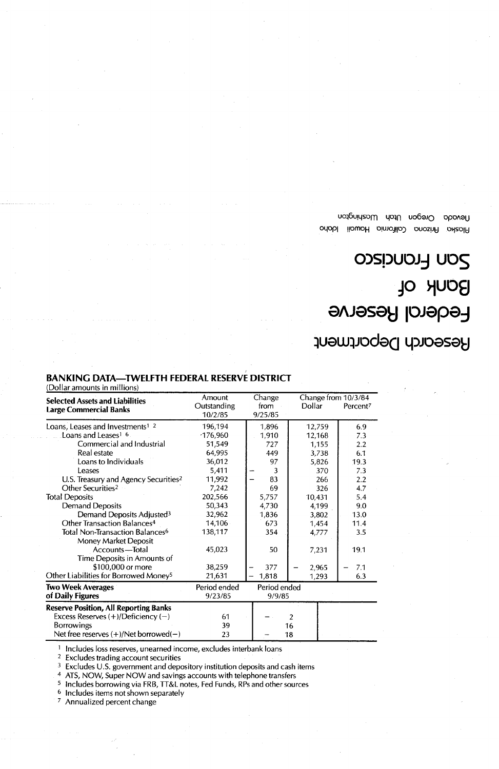Research Department

Federal Reserve

Bank of

San Francisco

Alaska Arizona California Hawaii Idaho

Nevada Oregon Utah Washington

## BANKING DATA—TWELFTH FEDERAL RESERVE DISTRICT

(Dollar amounts in millions)

| Selected Assets and Liabilities Large Commercial Banks | Amount Outstanding 10/2/85 | Change from 9/25/85 | Change from 10/3/84 Dollar | Change from 10/3/84 Percent[7] |
|---|---|---|---|---|
| Loans, Leases and Investments[1] [2] | 196,194 | 1,896 | 12,759 | 6.9 |
| Loans and Leases[1] [6] | 176,960 | 1,910 | 12,168 | 7.3 |
| Commercial and Industrial | 51,549 | 727 | 1,155 | 2.2 |
| Real estate | 64,995 | 449 | 3,738 | 6.1 |
| Loans to Individuals | 36,012 | 97 | 5,826 | 19.3 |
| Leases | 5,411 | – 3 | 370 | 7.3 |
| U.S. Treasury and Agency Securities[2] | 11,992 | – 83 | 266 | 2.2 |
| Other Securities[2] | 7,242 | 69 | 326 | 4.7 |
| Total Deposits | 202,566 | 5,757 | 10,431 | 5.4 |
| Demand Deposits | 50,343 | 4,730 | 4,199 | 9.0 |
| Demand Deposits Adjusted[3] | 32,962 | 1,836 | 3,802 | 13.0 |
| Other Transaction Balances[4] | 14,106 | 673 | 1,454 | 11.4 |
| Total Non-Transaction Balances[6] | 138,117 | 354 | 4,777 | 3.5 |
| Money Market Deposit Accounts—Total | 45,023 | 50 | 7,231 | 19.1 |
| Time Deposits in Amounts of $100,000 or more | 38,259 | – 377 | – 2,965 | – 7.1 |
| Other Liabilities for Borrowed Money[5] | 21,631 | – 1,818 | 1,293 | 6.3 |

| Two Week Averages of Daily Figures | Period ended 9/23/85 | Period ended 9/9/85 |
|---|---|---|
| **Reserve Position, All Reporting Banks** | | |
| Excess Reserves (+)/Deficiency (–) | 61 | – 2 |
| Borrowings | 39 | 16 |
| Net free reserves (+)/Net borrowed(–) | 23 | – 18 |

[1] Includes loss reserves, unearned income, excludes interbank loans

[2] Excludes trading account securities

[3] Excludes U.S. government and depository institution deposits and cash items

[4] ATS, NOW, Super NOW and savings accounts with telephone transfers

[5] Includes borrowing via FRB, TT&L notes, Fed Funds, RPs and other sources

[6] Includes items not shown separately

[7] Annualized percent change